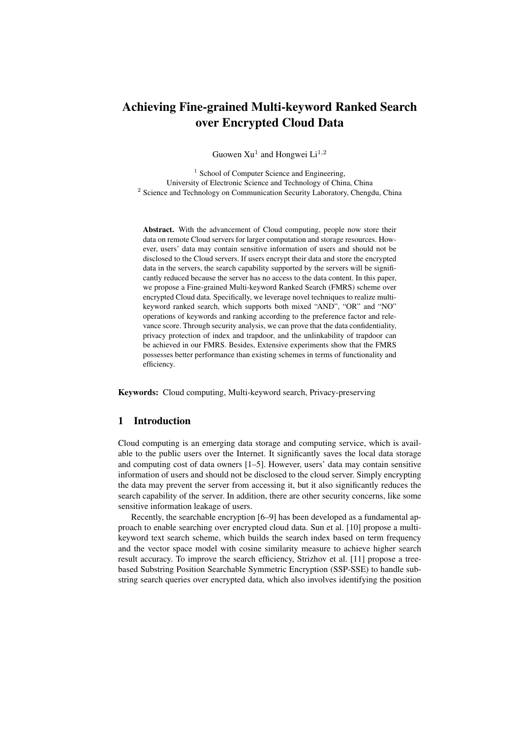# Achieving Fine-grained Multi-keyword Ranked Search over Encrypted Cloud Data

Guowen Xu[1] and Hongwei Li[1,2]

[1] School of Computer Science and Engineering,
University of Electronic Science and Technology of China, China
[2] Science and Technology on Communication Security Laboratory, Chengdu, China

**Abstract.** With the advancement of Cloud computing, people now store their data on remote Cloud servers for larger computation and storage resources. However, users' data may contain sensitive information of users and should not be disclosed to the Cloud servers. If users encrypt their data and store the encrypted data in the servers, the search capability supported by the servers will be significantly reduced because the server has no access to the data content. In this paper, we propose a Fine-grained Multi-keyword Ranked Search (FMRS) scheme over encrypted Cloud data. Specifically, we leverage novel techniques to realize multi-keyword ranked search, which supports both mixed "AND", "OR" and "NO" operations of keywords and ranking according to the preference factor and relevance score. Through security analysis, we can prove that the data confidentiality, privacy protection of index and trapdoor, and the unlinkability of trapdoor can be achieved in our FMRS. Besides, Extensive experiments show that the FMRS possesses better performance than existing schemes in terms of functionality and efficiency.

**Keywords:** Cloud computing, Multi-keyword search, Privacy-preserving

## 1 Introduction

Cloud computing is an emerging data storage and computing service, which is available to the public users over the Internet. It significantly saves the local data storage and computing cost of data owners [1–5]. However, users' data may contain sensitive information of users and should not be disclosed to the cloud server. Simply encrypting the data may prevent the server from accessing it, but it also significantly reduces the search capability of the server. In addition, there are other security concerns, like some sensitive information leakage of users.

Recently, the searchable encryption [6–9] has been developed as a fundamental approach to enable searching over encrypted cloud data. Sun et al. [10] propose a multi-keyword text search scheme, which builds the search index based on term frequency and the vector space model with cosine similarity measure to achieve higher search result accuracy. To improve the search efficiency, Strizhov et al. [11] propose a tree-based Substring Position Searchable Symmetric Encryption (SSP-SSE) to handle substring search queries over encrypted data, which also involves identifying the position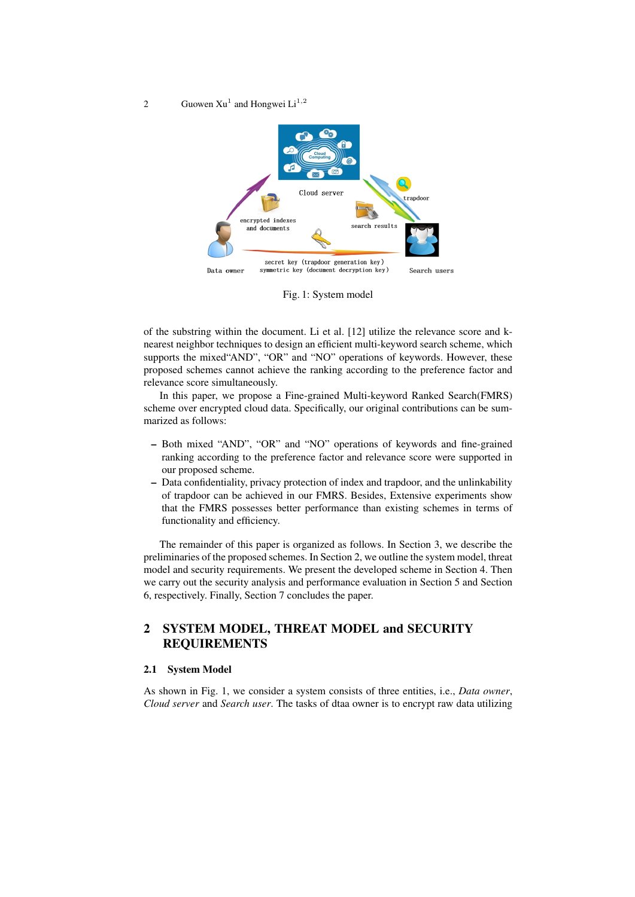Fig. 1: System model

of the substring within the document. Li et al. [12] utilize the relevance score and k-nearest neighbor techniques to design an efficient multi-keyword search scheme, which supports the mixed“AND”, “OR” and “NO” operations of keywords. However, these proposed schemes cannot achieve the ranking according to the preference factor and relevance score simultaneously.

In this paper, we propose a Fine-grained Multi-keyword Ranked Search(FMRS) scheme over encrypted cloud data. Specifically, our original contributions can be summarized as follows:

- Both mixed “AND”, “OR” and “NO” operations of keywords and fine-grained ranking according to the preference factor and relevance score were supported in our proposed scheme.
- Data confidentiality, privacy protection of index and trapdoor, and the unlinkability of trapdoor can be achieved in our FMRS. Besides, Extensive experiments show that the FMRS possesses better performance than existing schemes in terms of functionality and efficiency.

The remainder of this paper is organized as follows. In Section 3, we describe the preliminaries of the proposed schemes. In Section 2, we outline the system model, threat model and security requirements. We present the developed scheme in Section 4. Then we carry out the security analysis and performance evaluation in Section 5 and Section 6, respectively. Finally, Section 7 concludes the paper.

## 2 SYSTEM MODEL, THREAT MODEL and SECURITY REQUIREMENTS

### 2.1 System Model

As shown in Fig. 1, we consider a system consists of three entities, i.e., *Data owner*, *Cloud server* and *Search user*. The tasks of dtaa owner is to encrypt raw data utilizing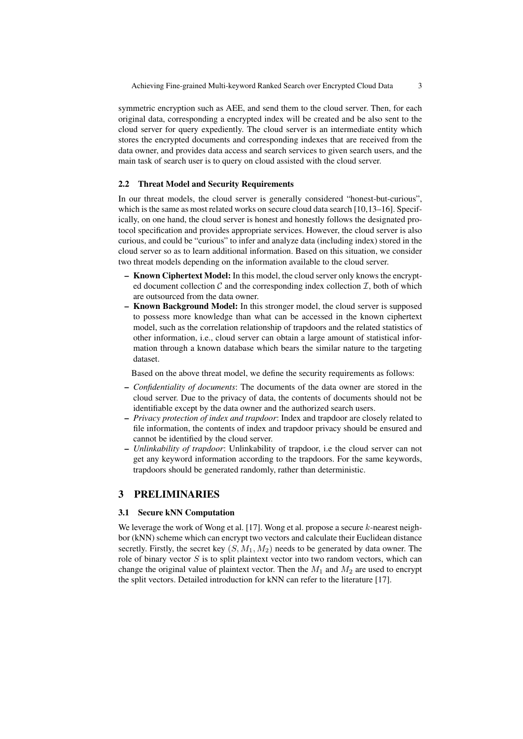symmetric encryption such as AEE, and send them to the cloud server. Then, for each original data, corresponding a encrypted index will be created and be also sent to the cloud server for query expediently. The cloud server is an intermediate entity which stores the encrypted documents and corresponding indexes that are received from the data owner, and provides data access and search services to given search users, and the main task of search user is to query on cloud assisted with the cloud server.

### 2.2 Threat Model and Security Requirements

In our threat models, the cloud server is generally considered "honest-but-curious", which is the same as most related works on secure cloud data search [10,13–16]. Specifically, on one hand, the cloud server is honest and honestly follows the designated protocol specification and provides appropriate services. However, the cloud server is also curious, and could be "curious" to infer and analyze data (including index) stored in the cloud server so as to learn additional information. Based on this situation, we consider two threat models depending on the information available to the cloud server.

- **Known Ciphertext Model:** In this model, the cloud server only knows the encrypted document collection $\mathcal{C}$ and the corresponding index collection $\mathcal{I}$, both of which are outsourced from the data owner.
- **Known Background Model:** In this stronger model, the cloud server is supposed to possess more knowledge than what can be accessed in the known ciphertext model, such as the correlation relationship of trapdoors and the related statistics of other information, i.e., cloud server can obtain a large amount of statistical information through a known database which bears the similar nature to the targeting dataset.

Based on the above threat model, we define the security requirements as follows:

- *Confidentiality of documents*: The documents of the data owner are stored in the cloud server. Due to the privacy of data, the contents of documents should not be identifiable except by the data owner and the authorized search users.
- *Privacy protection of index and trapdoor*: Index and trapdoor are closely related to file information, the contents of index and trapdoor privacy should be ensured and cannot be identified by the cloud server.
- *Unlinkability of trapdoor*: Unlinkability of trapdoor, i.e the cloud server can not get any keyword information according to the trapdoors. For the same keywords, trapdoors should be generated randomly, rather than deterministic.

## 3 PRELIMINARIES

### 3.1 Secure kNN Computation

We leverage the work of Wong et al. [17]. Wong et al. propose a secure $k$-nearest neighbor (kNN) scheme which can encrypt two vectors and calculate their Euclidean distance secretly. Firstly, the secret key $(S, M_1, M_2)$ needs to be generated by data owner. The role of binary vector $S$ is to split plaintext vector into two random vectors, which can change the original value of plaintext vector. Then the $M_1$ and $M_2$ are used to encrypt the split vectors. Detailed introduction for kNN can refer to the literature [17].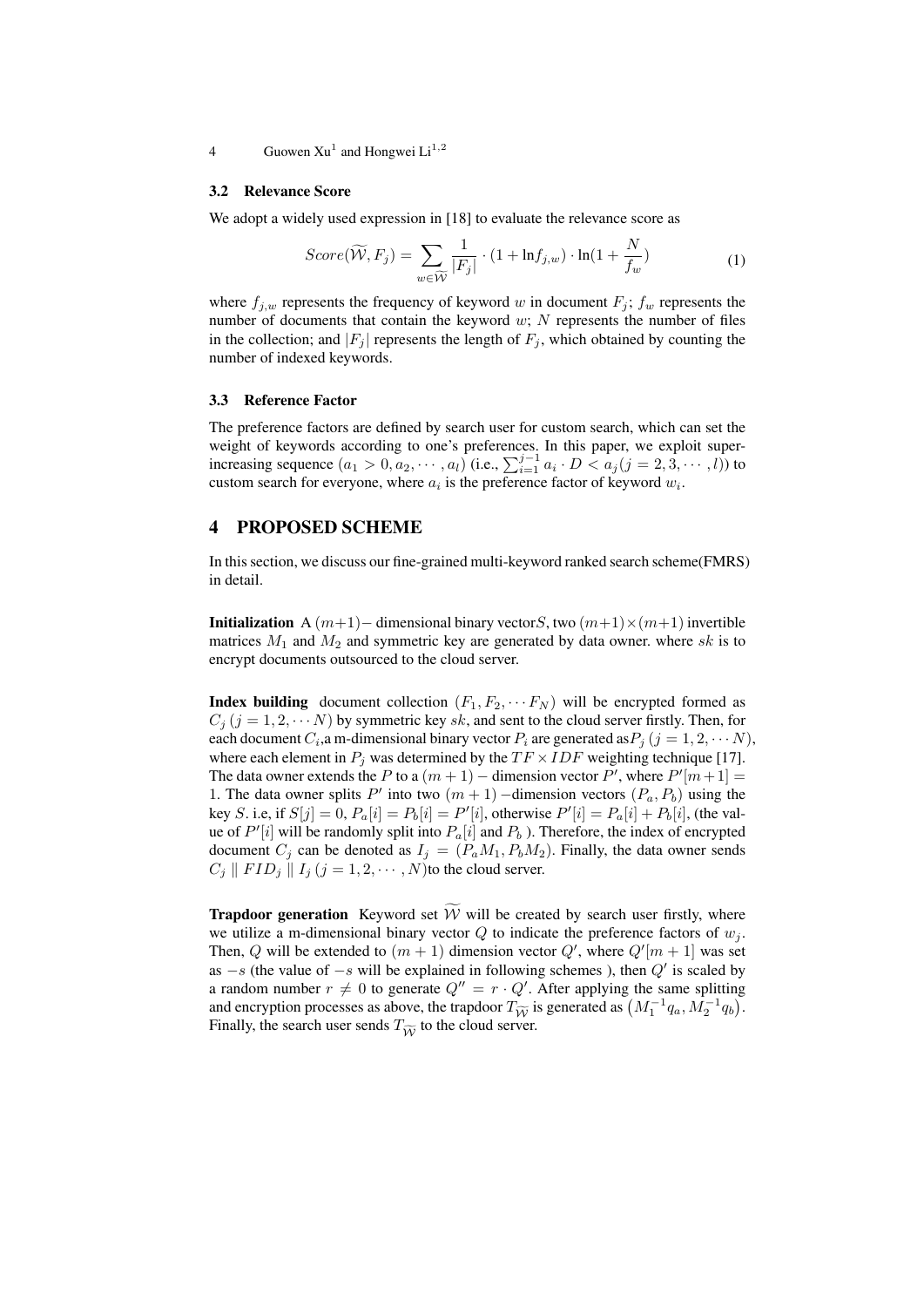### 3.2 Relevance Score

We adopt a widely used expression in [18] to evaluate the relevance score as

$$Score(\widetilde{\mathcal{W}}, F_j) = \sum_{w \in \widetilde{\mathcal{W}}} \frac{1}{|F_j|} \cdot (1 + \ln f_{j,w}) \cdot \ln(1 + \frac{N}{f_w}) \tag{1}$$

where $f_{j,w}$ represents the frequency of keyword $w$ in document $F_j$; $f_w$ represents the number of documents that contain the keyword $w$; $N$ represents the number of files in the collection; and $|F_j|$ represents the length of $F_j$, which obtained by counting the number of indexed keywords.

### 3.3 Reference Factor

The preference factors are defined by search user for custom search, which can set the weight of keywords according to one's preferences. In this paper, we exploit super-increasing sequence $(a_1 > 0, a_2, \cdots, a_l)$ (i.e., $\sum_{i=1}^{j-1} a_i \cdot D < a_j (j = 2, 3, \cdots, l)$) to custom search for everyone, where $a_i$ is the preference factor of keyword $w_i$.

## 4 PROPOSED SCHEME

In this section, we discuss our fine-grained multi-keyword ranked search scheme(FMRS) in detail.

**Initialization** A $(m+1)-$ dimensional binary vector$S$, two $(m+1) \times (m+1)$ invertible matrices $M_1$ and $M_2$ and symmetric key are generated by data owner. where $sk$ is to encrypt documents outsourced to the cloud server.

**Index building** document collection $(F_1, F_2, \cdots F_N)$ will be encrypted formed as $C_j \ (j = 1, 2, \cdots N)$ by symmetric key $sk$, and sent to the cloud server firstly. Then, for each document $C_i$,a m-dimensional binary vector $P_i$ are generated as$P_j \ (j = 1, 2, \cdots N)$, where each element in $P_j$ was determined by the $TF \times IDF$ weighting technique [17]. The data owner extends the $P$ to a $(m + 1) -$ dimension vector $P'$, where $P'[m+1] = 1$. The data owner splits $P'$ into two $(m + 1)$ $-$dimension vectors $(P_a, P_b)$ using the key $S$. i.e, if $S[j] = 0$, $P_a[i] = P_b[i] = P'[i]$, otherwise $P'[i] = P_a[i] + P_b[i]$, (the value of $P'[i]$ will be randomly split into $P_a[i]$ and $P_b$ ). Therefore, the index of encrypted document $C_j$ can be denoted as $I_j = (P_a M_1, P_b M_2)$. Finally, the data owner sends $C_j \parallel FID_j \parallel I_j \ (j = 1, 2, \cdots, N)$to the cloud server.

**Trapdoor generation** Keyword set $\widetilde{\mathcal{W}}$ will be created by search user firstly, where we utilize a m-dimensional binary vector $Q$ to indicate the preference factors of $w_j$. Then, $Q$ will be extended to $(m + 1)$ dimension vector $Q'$, where $Q'[m + 1]$ was set as $-s$ (the value of $-s$ will be explained in following schemes ), then $Q'$ is scaled by a random number $r \neq 0$ to generate $Q'' = r \cdot Q'$. After applying the same splitting and encryption processes as above, the trapdoor $T_{\widetilde{\mathcal{W}}}$ is generated as $\left(M_1^{-1} q_a, M_2^{-1} q_b\right)$. Finally, the search user sends $T_{\widetilde{\mathcal{W}}}$ to the cloud server.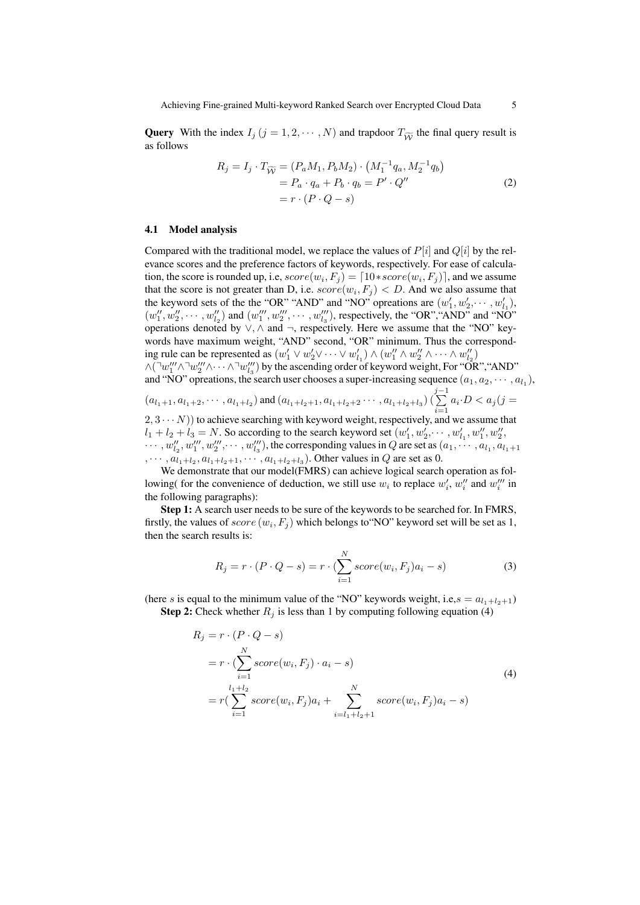**Query** With the index $I_j$ $(j = 1, 2, \cdots, N)$ and trapdoor $T_{\widetilde{\mathcal{W}}}$ the final query result is as follows

$$
\begin{aligned}
R_j = I_j \cdot T_{\widetilde{\mathcal{W}}} &= (P_a M_1, P_b M_2) \cdot \left(M_1^{-1} q_a, M_2^{-1} q_b\right) \\
&= P_a \cdot q_a + P_b \cdot q_b = P' \cdot Q'' \\
&= r \cdot (P \cdot Q - s)
\end{aligned}
\tag{2}
$$

### 4.1 Model analysis

Compared with the traditional model, we replace the values of $P[i]$ and $Q[i]$ by the relevance scores and the preference factors of keywords, respectively. For ease of calculation, the score is rounded up, i.e, $score(w_i, F_j) = \lceil 10 * score(w_i, F_j) \rceil$, and we assume that the score is not greater than D, i.e. $score(w_i, F_j) < D$. And we also assume that the keyword sets of the the "OR" "AND" and "NO" opreations are $(w_1', w_2', \cdots, w_{l_1}')$, $(w_1'', w_2'', \cdots, w_{l_2}'')$ and $(w_1''', w_2''', \cdots, w_{l_3}''')$, respectively, the "OR","AND" and "NO" operations denoted by $\vee, \wedge$ and $\neg$, respectively. Here we assume that the "NO" keywords have maximum weight, "AND" second, "OR" minimum. Thus the corresponding rule can be represented as $(w_1' \vee w_2' \vee \cdots \vee w_{l_1}') \wedge (w_1'' \wedge w_2'' \wedge \cdots \wedge w_{l_2}'')$ $\wedge (\neg w_1''' \wedge \neg w_2''' \wedge \cdots \wedge \neg w_{l_3}''')$ by the ascending order of keyword weight, For "OR","AND" and "NO" opreations, the search user chooses a super-increasing sequence $(a_1, a_2, \cdots, a_{l_1})$, $(a_{l_1+1}, a_{l_1+2}, \cdots, a_{l_1+l_2})$ and $(a_{l_1+l_2+1}, a_{l_1+l_2+2} \cdots, a_{l_1+l_2+l_3})$ $(\sum_{i=1}^{j-1} a_i \cdot D < a_j (j = 2, 3 \cdots N))$ to achieve searching with keyword weight, respectively, and we assume that $l_1 + l_2 + l_3 = N$. So according to the search keyword set $(w_1', w_2', \cdots, w_{l_1}', w_1'', w_2'', \cdots, w_{l_2}'', w_1''', w_2''', \cdots, w_{l_3}''')$, the corresponding values in $Q$ are set as $(a_1, \cdots, a_{l_1}, a_{l_1+1}, \cdots, a_{l_1+l_2}, a_{l_1+l_2+1}, \cdots, a_{l_1+l_2+l_3})$. Other values in $Q$ are set as 0.

We demonstrate that our model(FMRS) can achieve logical search operation as following( for the convenience of deduction, we still use $w_i$ to replace $w_i'$, $w_i''$ and $w_i'''$ in the following paragraphs):

**Step 1:** A search user needs to be sure of the keywords to be searched for. In FMRS, firstly, the values of $score\,(w_i, F_j)$ which belongs to"NO" keyword set will be set as 1, then the search results is:

$$
R_j = r \cdot (P \cdot Q - s) = r \cdot (\sum_{i=1}^{N} score(w_i, F_j) a_i - s) \tag{3}
$$

(here $s$ is equal to the minimum value of the "NO" keywords weight, i.e,$s = a_{l_1+l_2+1}$)

**Step 2:** Check whether $R_j$ is less than 1 by computing following equation (4)

$$
\begin{aligned}
R_j &= r \cdot (P \cdot Q - s) \\
&= r \cdot (\sum_{i=1}^{N} score(w_i, F_j) \cdot a_i - s) \\
&= r( \sum_{i=1}^{l_1+l_2} score(w_i, F_j) a_i + \sum_{i=l_1+l_2+1}^{N} score(w_i, F_j) a_i - s)
\end{aligned}
\tag{4}
$$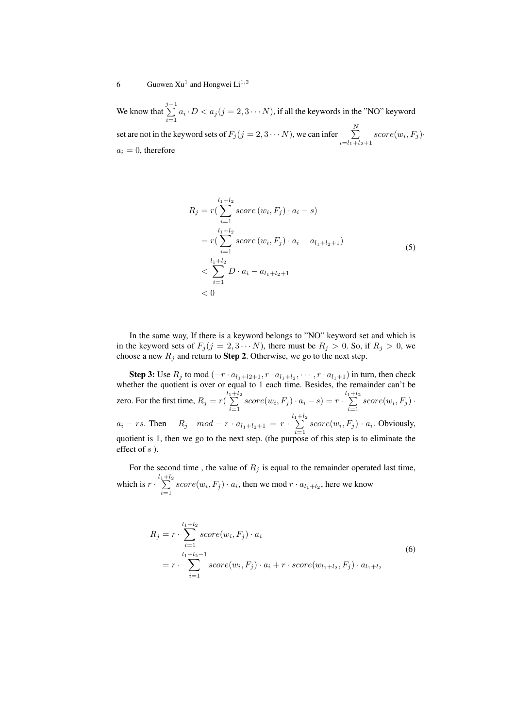We know that $\sum_{i=1}^{j-1} a_i \cdot D < a_j (j = 2, 3 \cdots N)$, if all the keywords in the "NO" keyword set are not in the keyword sets of $F_j (j = 2, 3 \cdots N)$, we can infer $\sum_{i=l_1+l_2+1}^{N} score(w_i, F_j) \cdot a_i = 0$, therefore

$$
\begin{aligned}
R_j &= r(\sum_{i=1}^{l_1+l_2} score\,(w_i, F_j) \cdot a_i - s) \\
&= r(\sum_{i=1}^{l_1+l_2} score\,(w_i, F_j) \cdot a_i - a_{l_1+l_2+1}) \\
&< \sum_{i=1}^{l_1+l_2} D \cdot a_i - a_{l_1+l_2+1} \\
&< 0
\end{aligned}
\tag{5}
$$

In the same way, If there is a keyword belongs to "NO" keyword set and which is in the keyword sets of $F_j (j = 2, 3 \cdots N)$, there must be $R_j > 0$. So, if $R_j > 0$, we choose a new $R_j$ and return to **Step 2**. Otherwise, we go to the next step.

**Step 3:** Use $R_j$ to mod $(-r \cdot a_{l_1+l2+1}, r \cdot a_{l_1+l_2}, \cdots, r \cdot a_{l_1+1})$ in turn, then check whether the quotient is over or equal to 1 each time. Besides, the remainder can't be zero. For the first time, $R_j = r(\sum_{i=1}^{l_1+l_2} score(w_i, F_j) \cdot a_i - s) = r \cdot \sum_{i=1}^{l_1+l_2} score(w_i, F_j) \cdot a_i - rs$. Then $R_j \quad mod - r \cdot a_{l_1+l_2+1} = r \cdot \sum_{i=1}^{l_1+l_2} score(w_i, F_j) \cdot a_i$. Obviously, quotient is 1, then we go to the next step. (the purpose of this step is to eliminate the effect of $s$ ).

For the second time , the value of $R_j$ is equal to the remainder operated last time, which is $r \cdot \sum_{i=1}^{l_1+l_2} score(w_i, F_j) \cdot a_i$, then we mod $r \cdot a_{l_1+l_2}$, here we know

$$
\begin{aligned}
R_j &= r \cdot \sum_{i=1}^{l_1+l_2} score(w_i, F_j) \cdot a_i \\
&= r \cdot \sum_{i=1}^{l_1+l_2-1} score(w_i, F_j) \cdot a_i + r \cdot score(w_{l_1+l_2}, F_j) \cdot a_{l_1+l_2}
\end{aligned}
\tag{6}
$$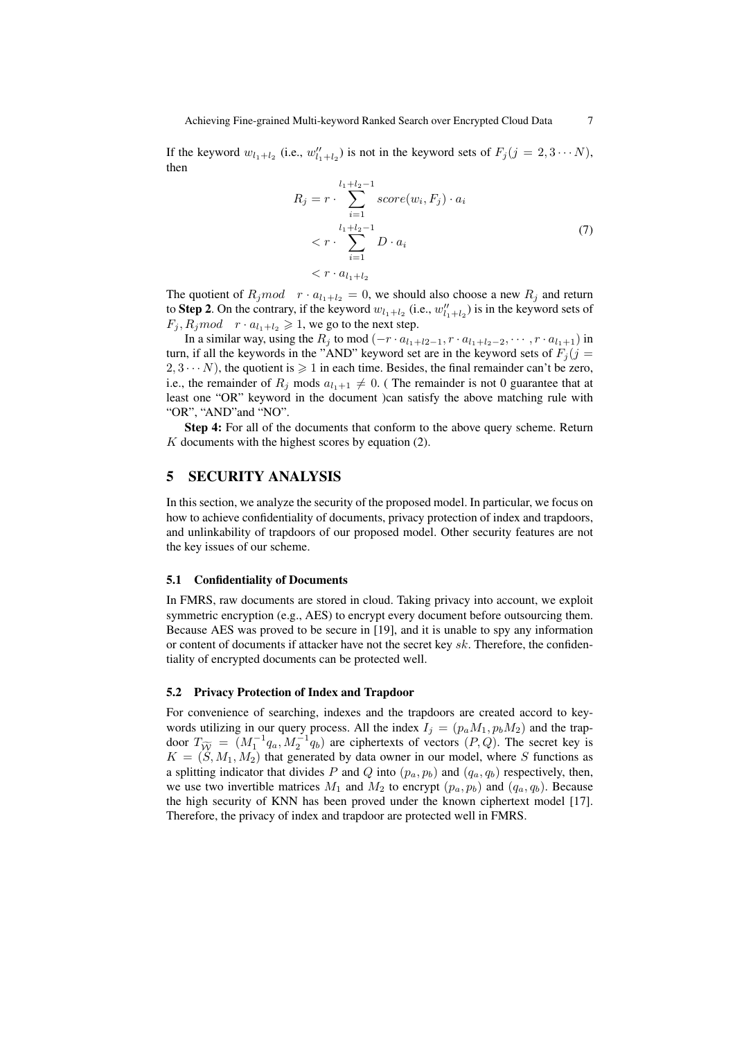If the keyword $w_{l_1+l_2}$ (i.e., $w''_{l_1+l_2}$) is not in the keyword sets of $F_j (j = 2, 3 \cdots N)$, then

$$
\begin{aligned}
R_j &= r \cdot \sum_{i=1}^{l_1+l_2-1} score(w_i, F_j) \cdot a_i \\
&< r \cdot \sum_{i=1}^{l_1+l_2-1} D \cdot a_i \\
&< r \cdot a_{l_1+l_2}
\end{aligned}
\tag{7}
$$

The quotient of $R_j mod \quad r \cdot a_{l_1+l_2} = 0$, we should also choose a new $R_j$ and return to **Step 2**. On the contrary, if the keyword $w_{l_1+l_2}$ (i.e., $w''_{l_1+l_2}$) is in the keyword sets of $F_j$, $R_j mod \quad r \cdot a_{l_1+l_2} \geqslant 1$, we go to the next step.

In a similar way, using the $R_j$ to mod $(-r \cdot a_{l_1+l2-1}, r \cdot a_{l_1+l_2-2}, \cdots, r \cdot a_{l_1+1})$ in turn, if all the keywords in the "AND" keyword set are in the keyword sets of $F_j (j = 2, 3 \cdots N)$, the quotient is $\geqslant 1$ in each time. Besides, the final remainder can't be zero, i.e., the remainder of $R_j$ mods $a_{l_1+1} \neq 0$. ( The remainder is not 0 guarantee that at least one "OR" keyword in the document )can satisfy the above matching rule with "OR", "AND"and "NO".

**Step 4:** For all of the documents that conform to the above query scheme. Return $K$ documents with the highest scores by equation (2).

## 5 SECURITY ANALYSIS

In this section, we analyze the security of the proposed model. In particular, we focus on how to achieve confidentiality of documents, privacy protection of index and trapdoors, and unlinkability of trapdoors of our proposed model. Other security features are not the key issues of our scheme.

### 5.1 Confidentiality of Documents

In FMRS, raw documents are stored in cloud. Taking privacy into account, we exploit symmetric encryption (e.g., AES) to encrypt every document before outsourcing them. Because AES was proved to be secure in [19], and it is unable to spy any information or content of documents if attacker have not the secret key $sk$. Therefore, the confidentiality of encrypted documents can be protected well.

### 5.2 Privacy Protection of Index and Trapdoor

For convenience of searching, indexes and the trapdoors are created accord to keywords utilizing in our query process. All the index $I_j = (p_a M_1, p_b M_2)$ and the trapdoor $T_{\widetilde{\mathcal{W}}} = (M_1^{-1} q_a, M_2^{-1} q_b)$ are ciphertexts of vectors $(P, Q)$. The secret key is $K = (S, M_1, M_2)$ that generated by data owner in our model, where $S$ functions as a splitting indicator that divides $P$ and $Q$ into $(p_a, p_b)$ and $(q_a, q_b)$ respectively, then, we use two invertible matrices $M_1$ and $M_2$ to encrypt $(p_a, p_b)$ and $(q_a, q_b)$. Because the high security of KNN has been proved under the known ciphertext model [17]. Therefore, the privacy of index and trapdoor are protected well in FMRS.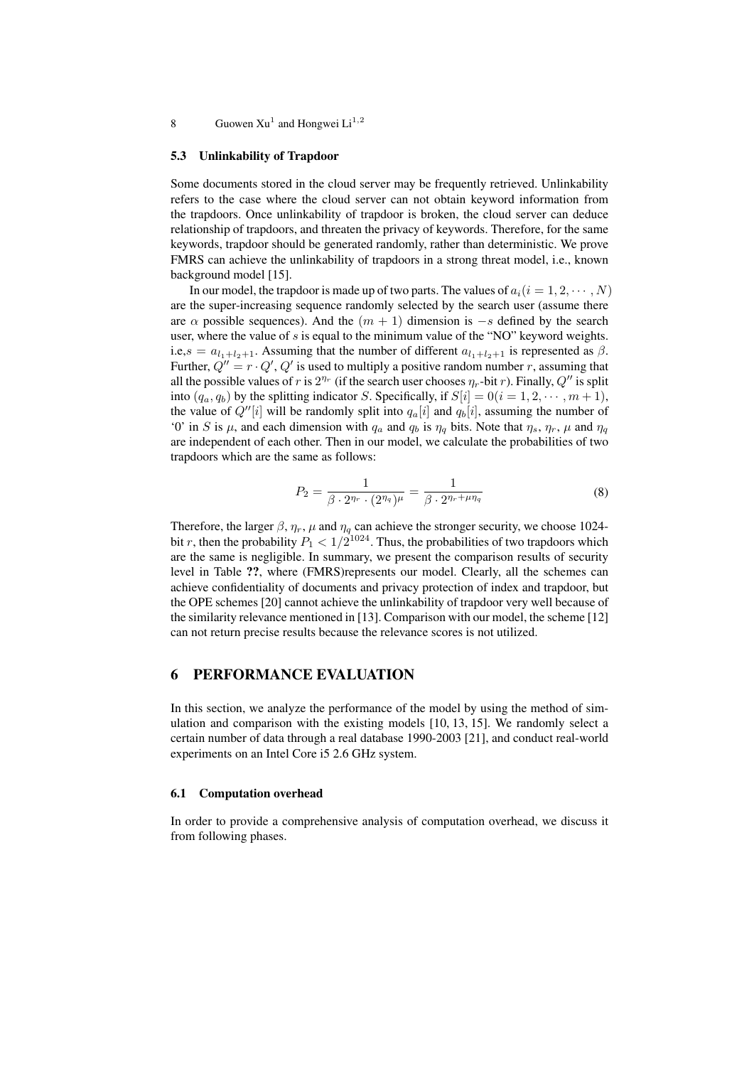### 5.3 Unlinkability of Trapdoor

Some documents stored in the cloud server may be frequently retrieved. Unlinkability refers to the case where the cloud server can not obtain keyword information from the trapdoors. Once unlinkability of trapdoor is broken, the cloud server can deduce relationship of trapdoors, and threaten the privacy of keywords. Therefore, for the same keywords, trapdoor should be generated randomly, rather than deterministic. We prove FMRS can achieve the unlinkability of trapdoors in a strong threat model, i.e., known background model [15].

In our model, the trapdoor is made up of two parts. The values of $a_i (i = 1, 2, \cdots, N)$ are the super-increasing sequence randomly selected by the search user (assume there are $\alpha$ possible sequences). And the $(m+1)$ dimension is $-s$ defined by the search user, where the value of $s$ is equal to the minimum value of the "NO" keyword weights. i.e,$s = a_{l_1+l_2+1}$. Assuming that the number of different $a_{l_1+l_2+1}$ is represented as $\beta$. Further, $Q'' = r \cdot Q'$, $Q'$ is used to multiply a positive random number $r$, assuming that all the possible values of $r$ is $2^{\eta_r}$ (if the search user chooses $\eta_r$-bit $r$). Finally, $Q''$ is split into $(q_a, q_b)$ by the splitting indicator $S$. Specifically, if $S[i] = 0 (i = 1, 2, \cdots, m+1)$, the value of $Q''[i]$ will be randomly split into $q_a[i]$ and $q_b[i]$, assuming the number of '0' in $S$ is $\mu$, and each dimension with $q_a$ and $q_b$ is $\eta_q$ bits. Note that $\eta_s$, $\eta_r$, $\mu$ and $\eta_q$ are independent of each other. Then in our model, we calculate the probabilities of two trapdoors which are the same as follows:

$$P_2 = \frac{1}{\beta \cdot 2^{\eta_r} \cdot (2^{\eta_q})^{\mu}} = \frac{1}{\beta \cdot 2^{\eta_r + \mu\eta_q}} \tag{8}$$

Therefore, the larger $\beta$, $\eta_r$, $\mu$ and $\eta_q$ can achieve the stronger security, we choose 1024-bit $r$, then the probability $P_1 < 1/2^{1024}$. Thus, the probabilities of two trapdoors which are the same is negligible. In summary, we present the comparison results of security level in Table **??**, where (FMRS)represents our model. Clearly, all the schemes can achieve confidentiality of documents and privacy protection of index and trapdoor, but the OPE schemes [20] cannot achieve the unlinkability of trapdoor very well because of the similarity relevance mentioned in [13]. Comparison with our model, the scheme [12] can not return precise results because the relevance scores is not utilized.

## 6 PERFORMANCE EVALUATION

In this section, we analyze the performance of the model by using the method of simulation and comparison with the existing models [10, 13, 15]. We randomly select a certain number of data through a real database 1990-2003 [21], and conduct real-world experiments on an Intel Core i5 2.6 GHz system.

### 6.1 Computation overhead

In order to provide a comprehensive analysis of computation overhead, we discuss it from following phases.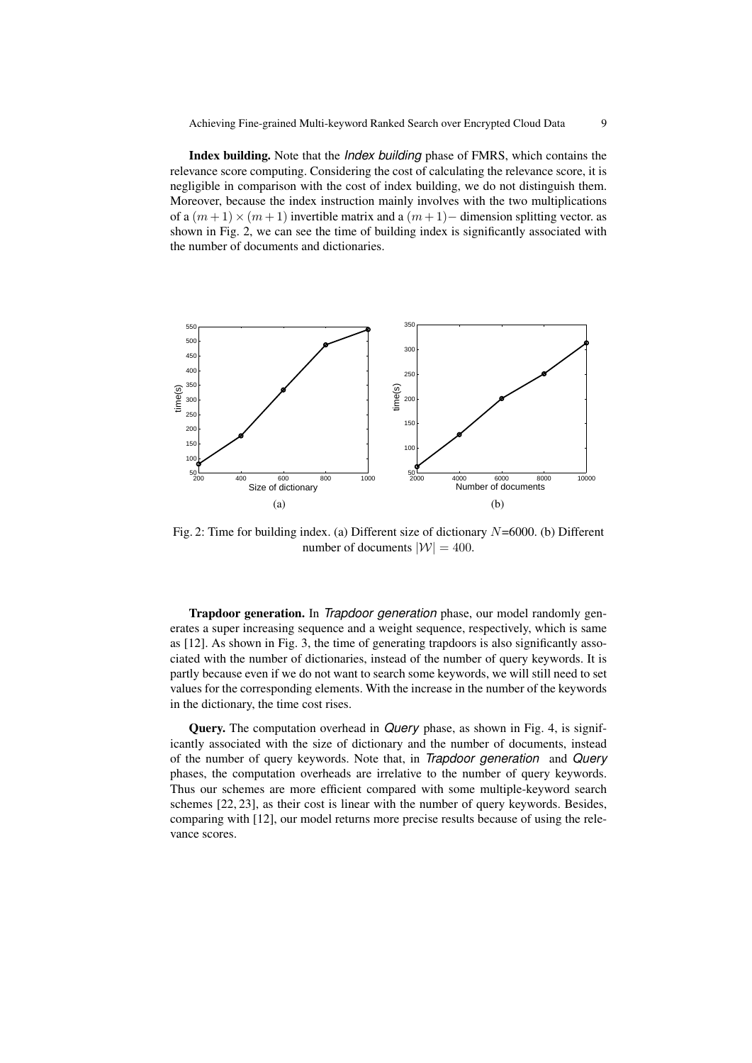**Index building.** Note that the *Index building* phase of FMRS, which contains the relevance score computing. Considering the cost of calculating the relevance score, it is negligible in comparison with the cost of index building, we do not distinguish them. Moreover, because the index instruction mainly involves with the two multiplications of a $(m+1) \times (m+1)$ invertible matrix and a $(m+1)-$ dimension splitting vector. as shown in Fig. 2, we can see the time of building index is significantly associated with the number of documents and dictionaries.

Fig. 2: Time for building index. (a) Different size of dictionary $N$=6000. (b) Different number of documents $|\mathcal{W}| = 400$.

**Trapdoor generation.** In *Trapdoor generation* phase, our model randomly generates a super increasing sequence and a weight sequence, respectively, which is same as [12]. As shown in Fig. 3, the time of generating trapdoors is also significantly associated with the number of dictionaries, instead of the number of query keywords. It is partly because even if we do not want to search some keywords, we will still need to set values for the corresponding elements. With the increase in the number of the keywords in the dictionary, the time cost rises.

**Query.** The computation overhead in *Query* phase, as shown in Fig. 4, is significantly associated with the size of dictionary and the number of documents, instead of the number of query keywords. Note that, in *Trapdoor generation* and *Query* phases, the computation overheads are irrelative to the number of query keywords. Thus our schemes are more efficient compared with some multiple-keyword search schemes [22, 23], as their cost is linear with the number of query keywords. Besides, comparing with [12], our model returns more precise results because of using the relevance scores.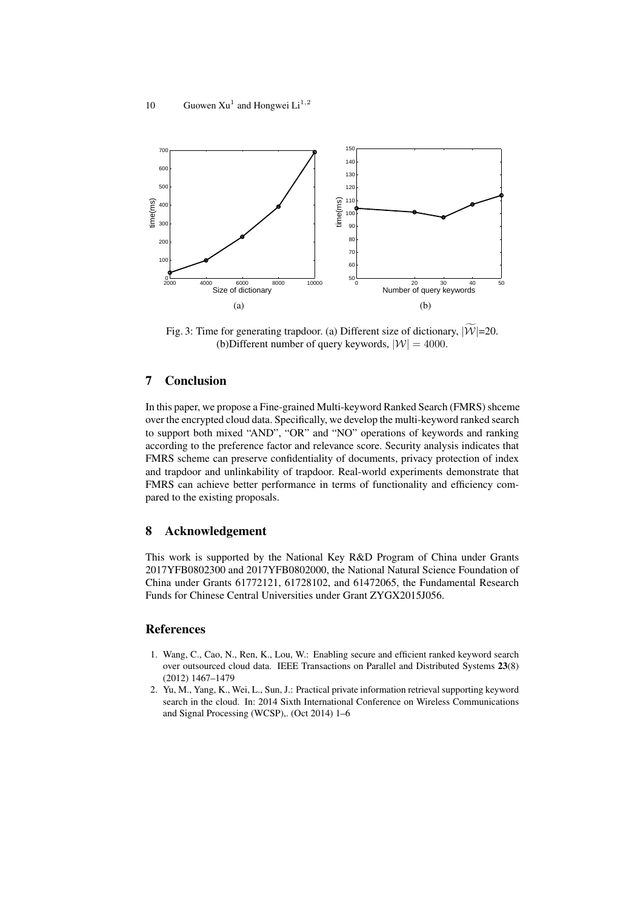Fig. 3: Time for generating trapdoor. (a) Different size of dictionary, $|\widetilde{\mathcal{W}}|$=20. (b)Different number of query keywords, $|\mathcal{W}| = 4000$.

## 7 Conclusion

In this paper, we propose a Fine-grained Multi-keyword Ranked Search (FMRS) shceme over the encrypted cloud data. Specifically, we develop the multi-keyword ranked search to support both mixed "AND", "OR" and "NO" operations of keywords and ranking according to the preference factor and relevance score. Security analysis indicates that FMRS scheme can preserve confidentiality of documents, privacy protection of index and trapdoor and unlinkability of trapdoor. Real-world experiments demonstrate that FMRS can achieve better performance in terms of functionality and efficiency compared to the existing proposals.

## 8 Acknowledgement

This work is supported by the National Key R&D Program of China under Grants 2017YFB0802300 and 2017YFB0802000, the National Natural Science Foundation of China under Grants 61772121, 61728102, and 61472065, the Fundamental Research Funds for Chinese Central Universities under Grant ZYGX2015J056.

## References

1. Wang, C., Cao, N., Ren, K., Lou, W.: Enabling secure and efficient ranked keyword search over outsourced cloud data. IEEE Transactions on Parallel and Distributed Systems **23**(8) (2012) 1467–1479
2. Yu, M., Yang, K., Wei, L., Sun, J.: Practical private information retrieval supporting keyword search in the cloud. In: 2014 Sixth International Conference on Wireless Communications and Signal Processing (WCSP),. (Oct 2014) 1–6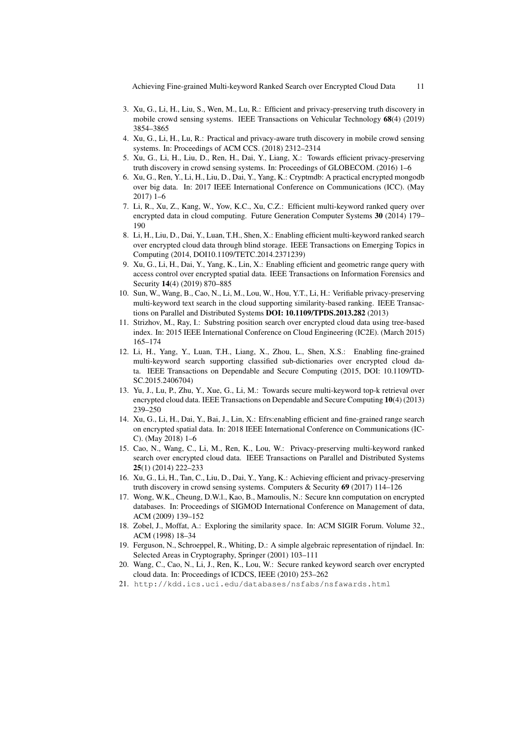3. Xu, G., Li, H., Liu, S., Wen, M., Lu, R.: Efficient and privacy-preserving truth discovery in mobile crowd sensing systems. IEEE Transactions on Vehicular Technology **68**(4) (2019) 3854–3865
4. Xu, G., Li, H., Lu, R.: Practical and privacy-aware truth discovery in mobile crowd sensing systems. In: Proceedings of ACM CCS. (2018) 2312–2314
5. Xu, G., Li, H., Liu, D., Ren, H., Dai, Y., Liang, X.: Towards efficient privacy-preserving truth discovery in crowd sensing systems. In: Proceedings of GLOBECOM. (2016) 1–6
6. Xu, G., Ren, Y., Li, H., Liu, D., Dai, Y., Yang, K.: Cryptmdb: A practical encrypted mongodb over big data. In: 2017 IEEE International Conference on Communications (ICC). (May 2017) 1–6
7. Li, R., Xu, Z., Kang, W., Yow, K.C., Xu, C.Z.: Efficient multi-keyword ranked query over encrypted data in cloud computing. Future Generation Computer Systems **30** (2014) 179–190
8. Li, H., Liu, D., Dai, Y., Luan, T.H., Shen, X.: Enabling efficient multi-keyword ranked search over encrypted cloud data through blind storage. IEEE Transactions on Emerging Topics in Computing (2014, DOI10.1109/TETC.2014.2371239)
9. Xu, G., Li, H., Dai, Y., Yang, K., Lin, X.: Enabling efficient and geometric range query with access control over encrypted spatial data. IEEE Transactions on Information Forensics and Security **14**(4) (2019) 870–885
10. Sun, W., Wang, B., Cao, N., Li, M., Lou, W., Hou, Y.T., Li, H.: Verifiable privacy-preserving multi-keyword text search in the cloud supporting similarity-based ranking. IEEE Transactions on Parallel and Distributed Systems **DOI: 10.1109/TPDS.2013.282** (2013)
11. Strizhov, M., Ray, I.: Substring position search over encrypted cloud data using tree-based index. In: 2015 IEEE International Conference on Cloud Engineering (IC2E). (March 2015) 165–174
12. Li, H., Yang, Y., Luan, T.H., Liang, X., Zhou, L., Shen, X.S.: Enabling fine-grained multi-keyword search supporting classified sub-dictionaries over encrypted cloud data. IEEE Transactions on Dependable and Secure Computing (2015, DOI: 10.1109/TDSC.2015.2406704)
13. Yu, J., Lu, P., Zhu, Y., Xue, G., Li, M.: Towards secure multi-keyword top-k retrieval over encrypted cloud data. IEEE Transactions on Dependable and Secure Computing **10**(4) (2013) 239–250
14. Xu, G., Li, H., Dai, Y., Bai, J., Lin, X.: Efrs:enabling efficient and fine-grained range search on encrypted spatial data. In: 2018 IEEE International Conference on Communications (ICC). (May 2018) 1–6
15. Cao, N., Wang, C., Li, M., Ren, K., Lou, W.: Privacy-preserving multi-keyword ranked search over encrypted cloud data. IEEE Transactions on Parallel and Distributed Systems **25**(1) (2014) 222–233
16. Xu, G., Li, H., Tan, C., Liu, D., Dai, Y., Yang, K.: Achieving efficient and privacy-preserving truth discovery in crowd sensing systems. Computers & Security **69** (2017) 114–126
17. Wong, W.K., Cheung, D.W.l., Kao, B., Mamoulis, N.: Secure knn computation on encrypted databases. In: Proceedings of SIGMOD International Conference on Management of data, ACM (2009) 139–152
18. Zobel, J., Moffat, A.: Exploring the similarity space. In: ACM SIGIR Forum. Volume 32., ACM (1998) 18–34
19. Ferguson, N., Schroeppel, R., Whiting, D.: A simple algebraic representation of rijndael. In: Selected Areas in Cryptography, Springer (2001) 103–111
20. Wang, C., Cao, N., Li, J., Ren, K., Lou, W.: Secure ranked keyword search over encrypted cloud data. In: Proceedings of ICDCS, IEEE (2010) 253–262
21. `http://kdd.ics.uci.edu/databases/nsfabs/nsfawards.html`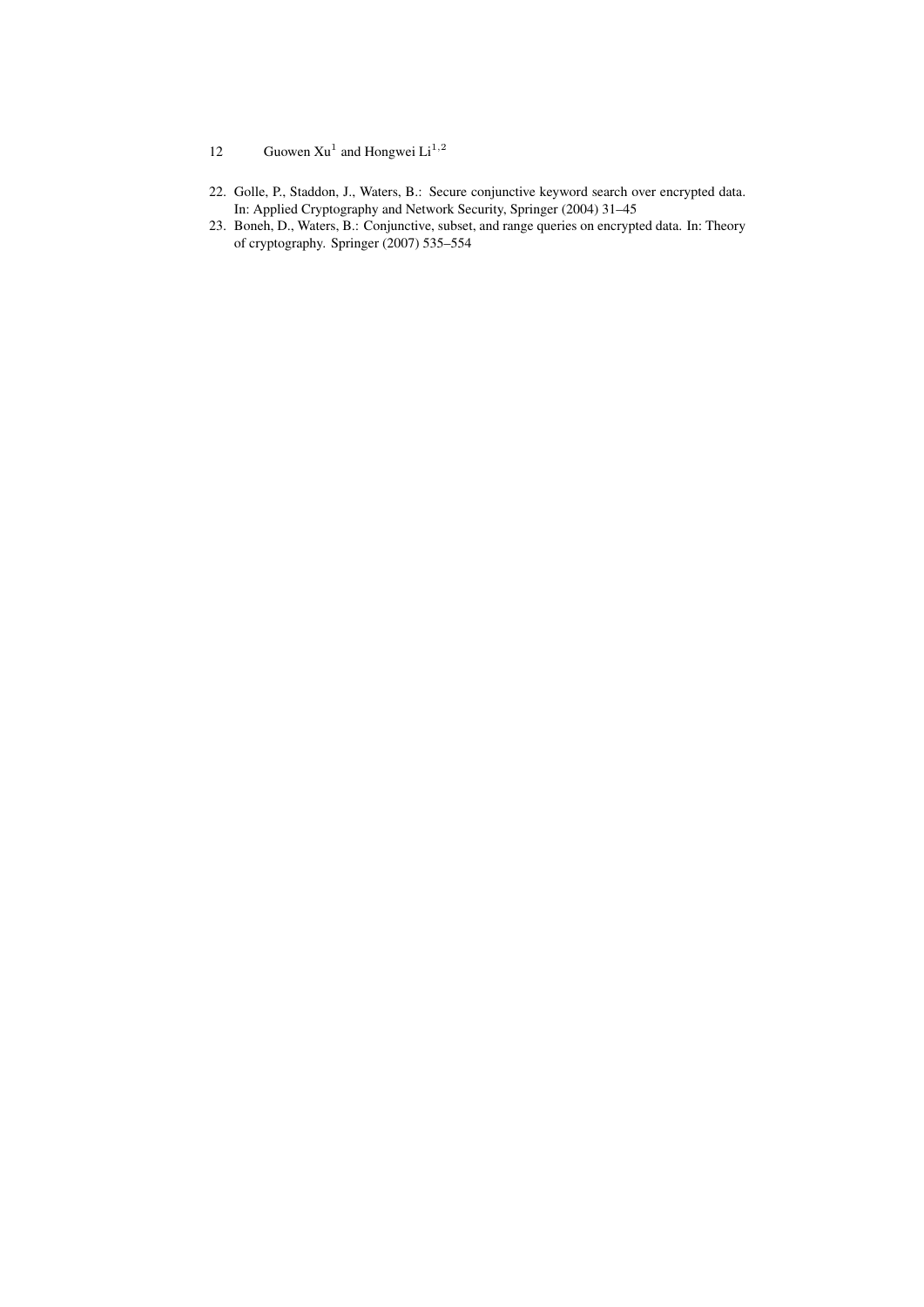22. Golle, P., Staddon, J., Waters, B.: Secure conjunctive keyword search over encrypted data. In: Applied Cryptography and Network Security, Springer (2004) 31–45
23. Boneh, D., Waters, B.: Conjunctive, subset, and range queries on encrypted data. In: Theory of cryptography. Springer (2007) 535–554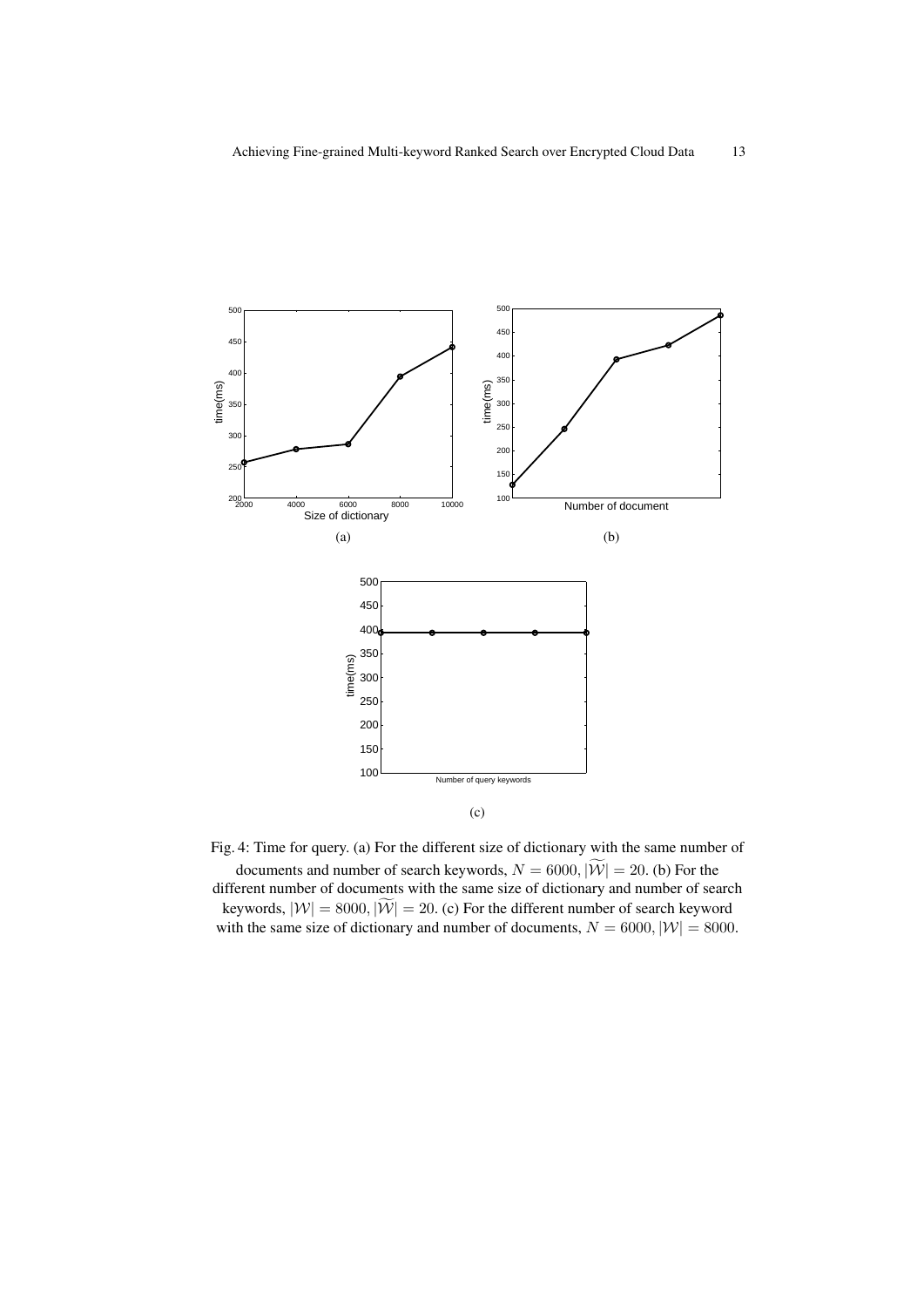500
450
400
350
300
250
200
2000 4000 6000 8000 10000
time(ms)
Size of dictionary

(a)

500
450
400
350
300
250
200
150
100
time(ms)
Number of document

(b)

500
450
400
350
300
250
200
150
100
time(ms)
Number of query keywords

(c)

Fig. 4: Time for query. (a) For the different size of dictionary with the same number of documents and number of search keywords, $N = 6000, |\widetilde{\mathcal{W}}| = 20$. (b) For the different number of documents with the same size of dictionary and number of search keywords, $|\mathcal{W}| = 8000, |\widetilde{\mathcal{W}}| = 20$. (c) For the different number of search keyword with the same size of dictionary and number of documents, $N = 6000, |\mathcal{W}| = 8000$.